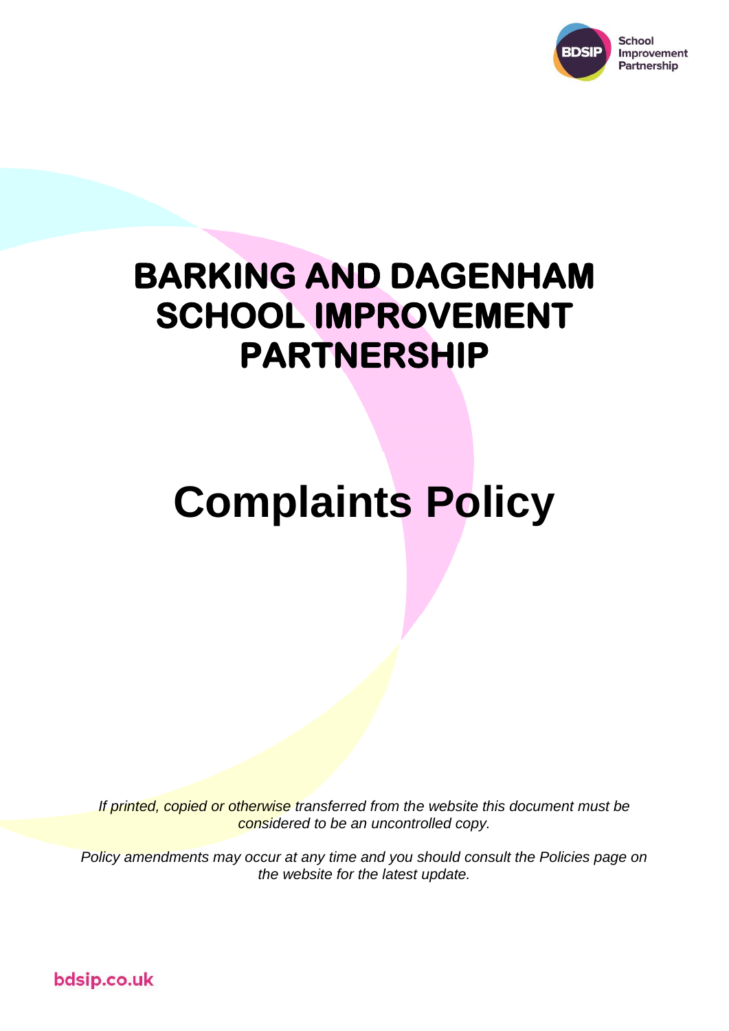# BARKING AND DAGENHAM SCHOOL IMPROVEMENT PARTNERSHIP

# Complaints Policy

*If printed, copied or otherwise transferred from the website this document must be considered to be an uncontrolled copy.*

*Policy amendments may occur at any time and you should consult the Policies page on the website for the latest update.*

bdsip.co.uk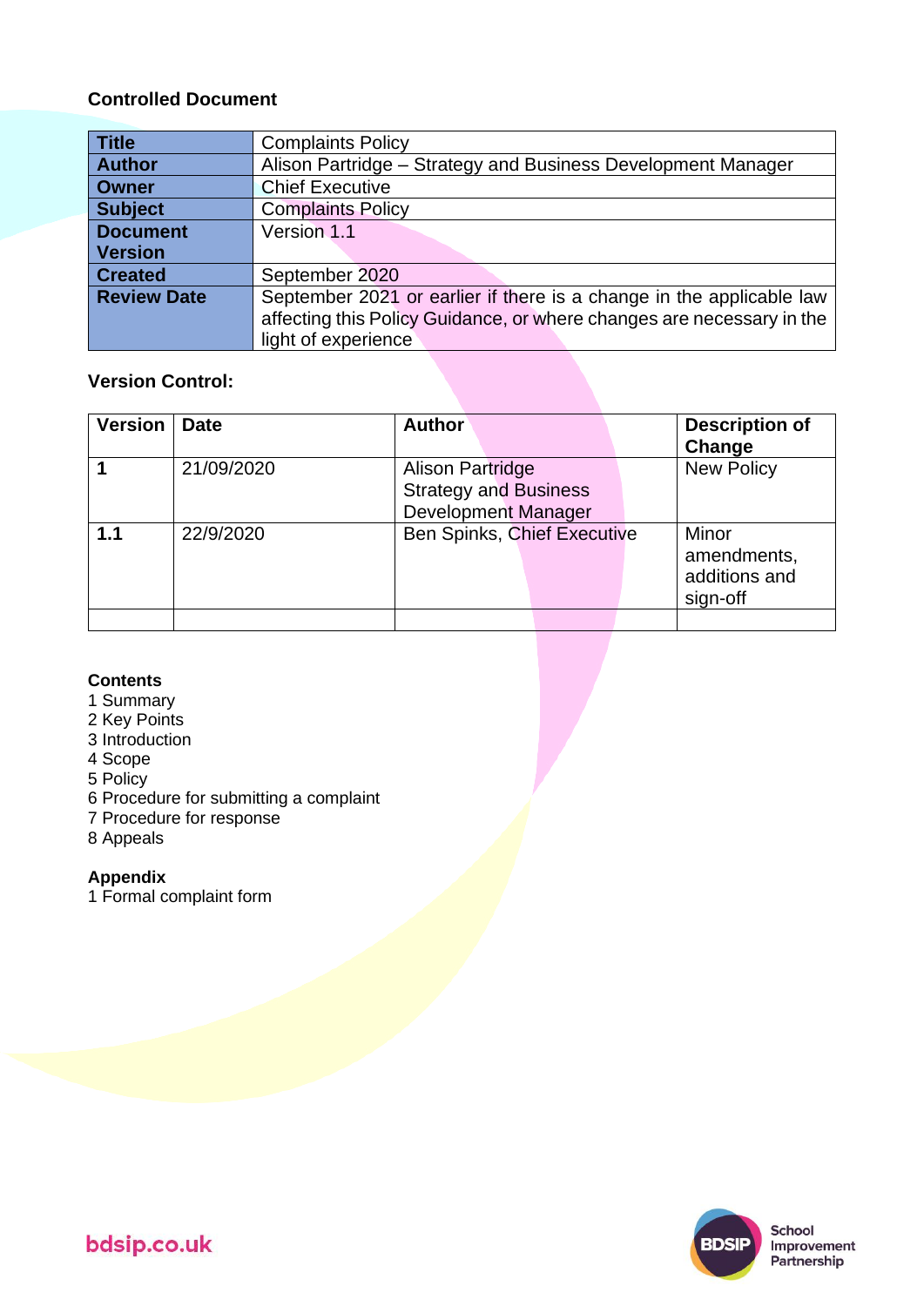**Controlled Document**

| Title | Complaints Policy |
|---|---|
| Author | Alison Partridge – Strategy and Business Development Manager |
| Owner | Chief Executive |
| Subject | Complaints Policy |
| Document Version | Version 1.1 |
| Created | September 2020 |
| Review Date | September 2021 or earlier if there is a change in the applicable law affecting this Policy Guidance, or where changes are necessary in the light of experience |

**Version Control:**

| Version | Date | Author | Description of Change |
|---|---|---|---|
| **1** | 21/09/2020 | Alison Partridge Strategy and Business Development Manager | New Policy |
| **1.1** | 22/9/2020 | Ben Spinks, Chief Executive | Minor amendments, additions and sign-off |
| | | | |

**Contents**
1 Summary
2 Key Points
3 Introduction
4 Scope
5 Policy
6 Procedure for submitting a complaint
7 Procedure for response
8 Appeals

**Appendix**
1 Formal complaint form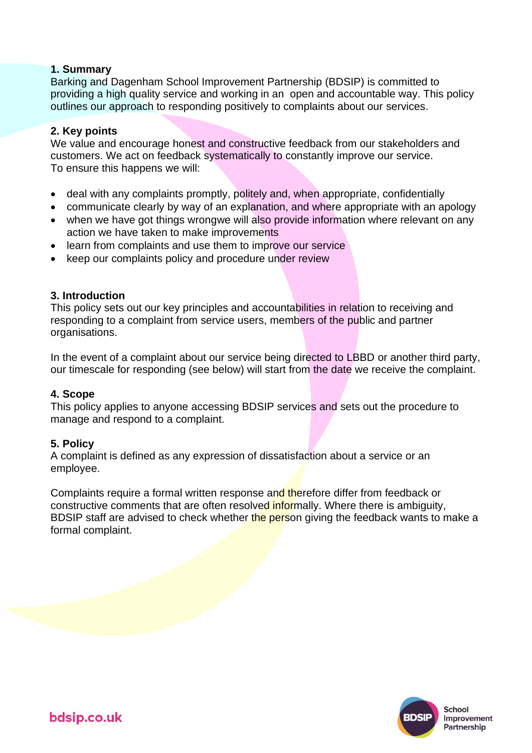## 1. Summary

Barking and Dagenham School Improvement Partnership (BDSIP) is committed to providing a high quality service and working in an open and accountable way. This policy outlines our approach to responding positively to complaints about our services.

## 2. Key points

We value and encourage honest and constructive feedback from our stakeholders and customers. We act on feedback systematically to constantly improve our service. To ensure this happens we will:

- deal with any complaints promptly, politely and, when appropriate, confidentially
- communicate clearly by way of an explanation, and where appropriate with an apology
- when we have got things wrongwe will also provide information where relevant on any action we have taken to make improvements
- learn from complaints and use them to improve our service
- keep our complaints policy and procedure under review

## 3. Introduction

This policy sets out our key principles and accountabilities in relation to receiving and responding to a complaint from service users, members of the public and partner organisations.

In the event of a complaint about our service being directed to LBBD or another third party, our timescale for responding (see below) will start from the date we receive the complaint.

## 4. Scope

This policy applies to anyone accessing BDSIP services and sets out the procedure to manage and respond to a complaint.

## 5. Policy

A complaint is defined as any expression of dissatisfaction about a service or an employee.

Complaints require a formal written response and therefore differ from feedback or constructive comments that are often resolved informally. Where there is ambiguity, BDSIP staff are advised to check whether the person giving the feedback wants to make a formal complaint.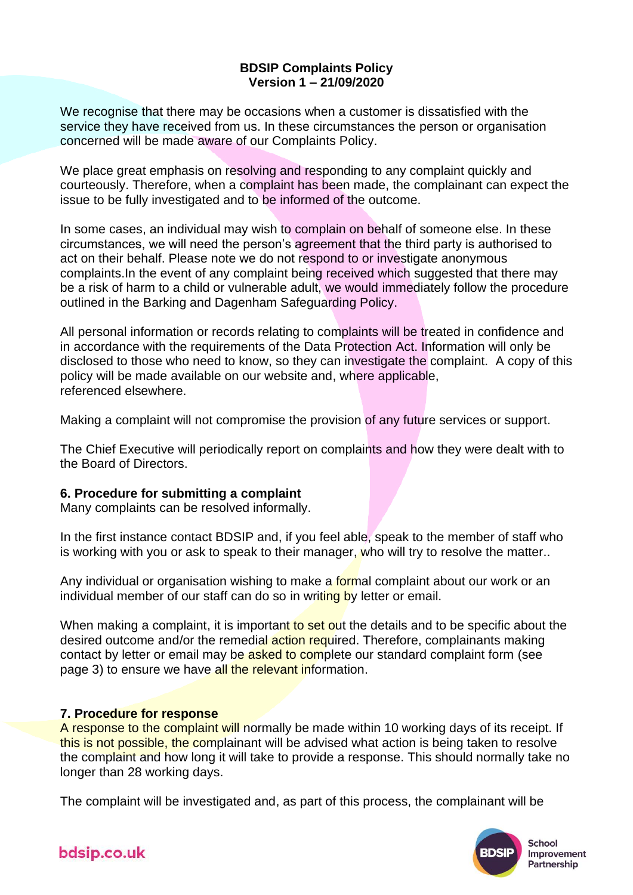**BDSIP Complaints Policy**
**Version 1 – 21/09/2020**

We recognise that there may be occasions when a customer is dissatisfied with the service they have received from us. In these circumstances the person or organisation concerned will be made aware of our Complaints Policy.

We place great emphasis on resolving and responding to any complaint quickly and courteously. Therefore, when a complaint has been made, the complainant can expect the issue to be fully investigated and to be informed of the outcome.

In some cases, an individual may wish to complain on behalf of someone else. In these circumstances, we will need the person's agreement that the third party is authorised to act on their behalf. Please note we do not respond to or investigate anonymous complaints.In the event of any complaint being received which suggested that there may be a risk of harm to a child or vulnerable adult, we would immediately follow the procedure outlined in the Barking and Dagenham Safeguarding Policy.

All personal information or records relating to complaints will be treated in confidence and in accordance with the requirements of the Data Protection Act. Information will only be disclosed to those who need to know, so they can investigate the complaint. A copy of this policy will be made available on our website and, where applicable, referenced elsewhere.

Making a complaint will not compromise the provision of any future services or support.

The Chief Executive will periodically report on complaints and how they were dealt with to the Board of Directors.

## 6. Procedure for submitting a complaint

Many complaints can be resolved informally.

In the first instance contact BDSIP and, if you feel able, speak to the member of staff who is working with you or ask to speak to their manager, who will try to resolve the matter..

Any individual or organisation wishing to make a formal complaint about our work or an individual member of our staff can do so in writing by letter or email.

When making a complaint, it is important to set out the details and to be specific about the desired outcome and/or the remedial action required. Therefore, complainants making contact by letter or email may be asked to complete our standard complaint form (see page 3) to ensure we have all the relevant information.

## 7. Procedure for response

A response to the complaint will normally be made within 10 working days of its receipt. If this is not possible, the complainant will be advised what action is being taken to resolve the complaint and how long it will take to provide a response. This should normally take no longer than 28 working days.

The complaint will be investigated and, as part of this process, the complainant will be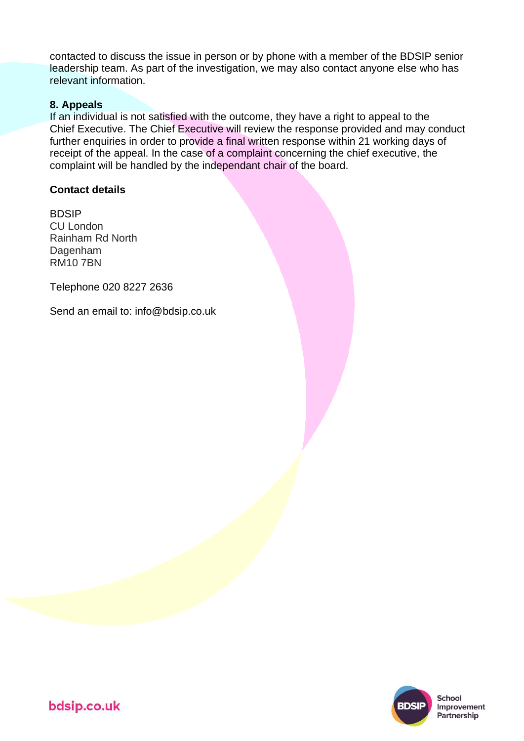contacted to discuss the issue in person or by phone with a member of the BDSIP senior leadership team. As part of the investigation, we may also contact anyone else who has relevant information.

**8. Appeals**

If an individual is not satisfied with the outcome, they have a right to appeal to the Chief Executive. The Chief Executive will review the response provided and may conduct further enquiries in order to provide a final written response within 21 working days of receipt of the appeal. In the case of a complaint concerning the chief executive, the complaint will be handled by the independant chair of the board.

**Contact details**

BDSIP
CU London
Rainham Rd North
Dagenham
RM10 7BN

Telephone 020 8227 2636

Send an email to: info@bdsip.co.uk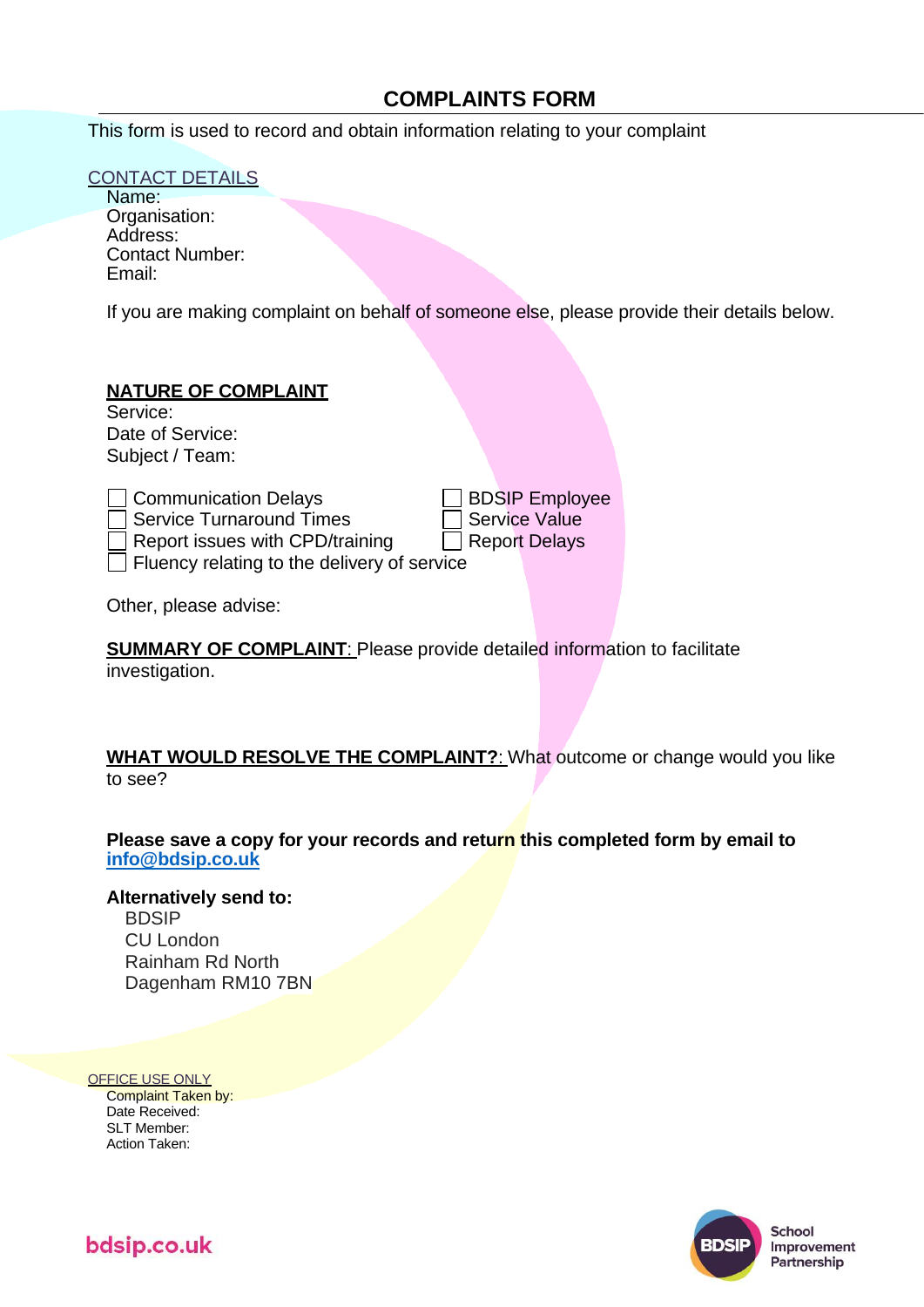# COMPLAINTS FORM

This form is used to record and obtain information relating to your complaint

CONTACT DETAILS

Name:
Organisation:
Address:
Contact Number:
Email:

If you are making complaint on behalf of someone else, please provide their details below.

**NATURE OF COMPLAINT**

Service:
Date of Service:
Subject / Team:

- ☐ Communication Delays
- ☐ Service Turnaround Times
- ☐ Report issues with CPD/training
- ☐ Fluency relating to the delivery of service
- ☐ BDSIP Employee
- ☐ Service Value
- ☐ Report Delays

Other, please advise:

**SUMMARY OF COMPLAINT**: Please provide detailed information to facilitate investigation.

**WHAT WOULD RESOLVE THE COMPLAINT?**: What outcome or change would you like to see?

**Please save a copy for your records and return this completed form by email to [info@bdsip.co.uk](mailto:info@bdsip.co.uk)**

**Alternatively send to:**

BDSIP
CU London
Rainham Rd North
Dagenham RM10 7BN

OFFICE USE ONLY

Complaint Taken by:
Date Received:
SLT Member:
Action Taken:

bdsip.co.uk

BDSIP School Improvement Partnership